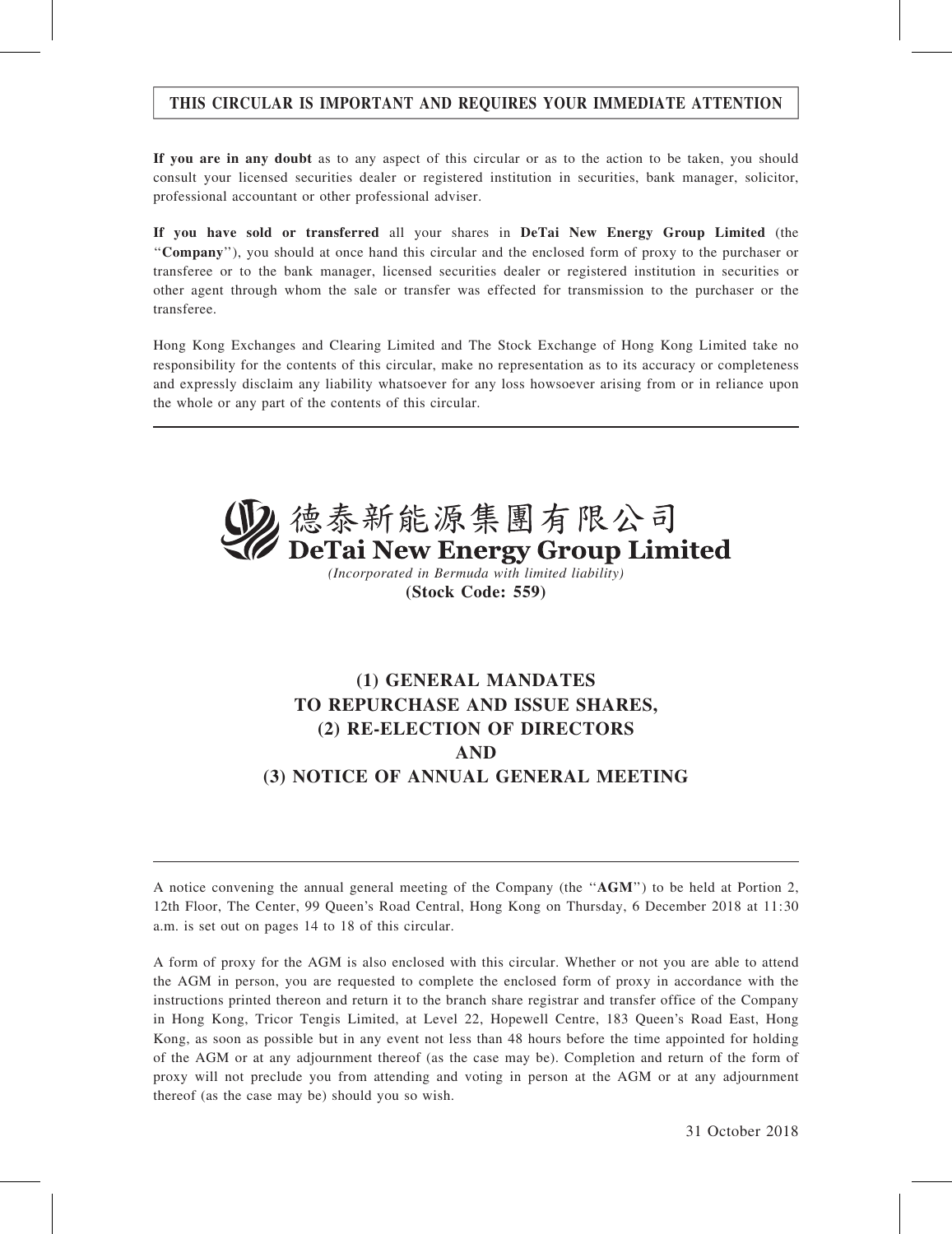**THIS CIRCULAR IS IMPORTANT AND REQUIRES YOUR IMMEDIATE ATTENTION**

**If you are in any doubt** as to any aspect of this circular or as to the action to be taken, you should consult your licensed securities dealer or registered institution in securities, bank manager, solicitor, professional accountant or other professional adviser.

**If you have sold or transferred** all your shares in **DeTai New Energy Group Limited** (the "**Company**"), you should at once hand this circular and the enclosed form of proxy to the purchaser or transferee or to the bank manager, licensed securities dealer or registered institution in securities or other agent through whom the sale or transfer was effected for transmission to the purchaser or the transferee.

Hong Kong Exchanges and Clearing Limited and The Stock Exchange of Hong Kong Limited take no responsibility for the contents of this circular, make no representation as to its accuracy or completeness and expressly disclaim any liability whatsoever for any loss howsoever arising from or in reliance upon the whole or any part of the contents of this circular.

德泰新能源集團有限公司
**DeTai New Energy Group Limited**
*(Incorporated in Bermuda with limited liability)*
**(Stock Code: 559)**

# (1) GENERAL MANDATES TO REPURCHASE AND ISSUE SHARES, (2) RE-ELECTION OF DIRECTORS AND (3) NOTICE OF ANNUAL GENERAL MEETING

A notice convening the annual general meeting of the Company (the "**AGM**") to be held at Portion 2, 12th Floor, The Center, 99 Queen's Road Central, Hong Kong on Thursday, 6 December 2018 at 11:30 a.m. is set out on pages 14 to 18 of this circular.

A form of proxy for the AGM is also enclosed with this circular. Whether or not you are able to attend the AGM in person, you are requested to complete the enclosed form of proxy in accordance with the instructions printed thereon and return it to the branch share registrar and transfer office of the Company in Hong Kong, Tricor Tengis Limited, at Level 22, Hopewell Centre, 183 Queen's Road East, Hong Kong, as soon as possible but in any event not less than 48 hours before the time appointed for holding of the AGM or at any adjournment thereof (as the case may be). Completion and return of the form of proxy will not preclude you from attending and voting in person at the AGM or at any adjournment thereof (as the case may be) should you so wish.

31 October 2018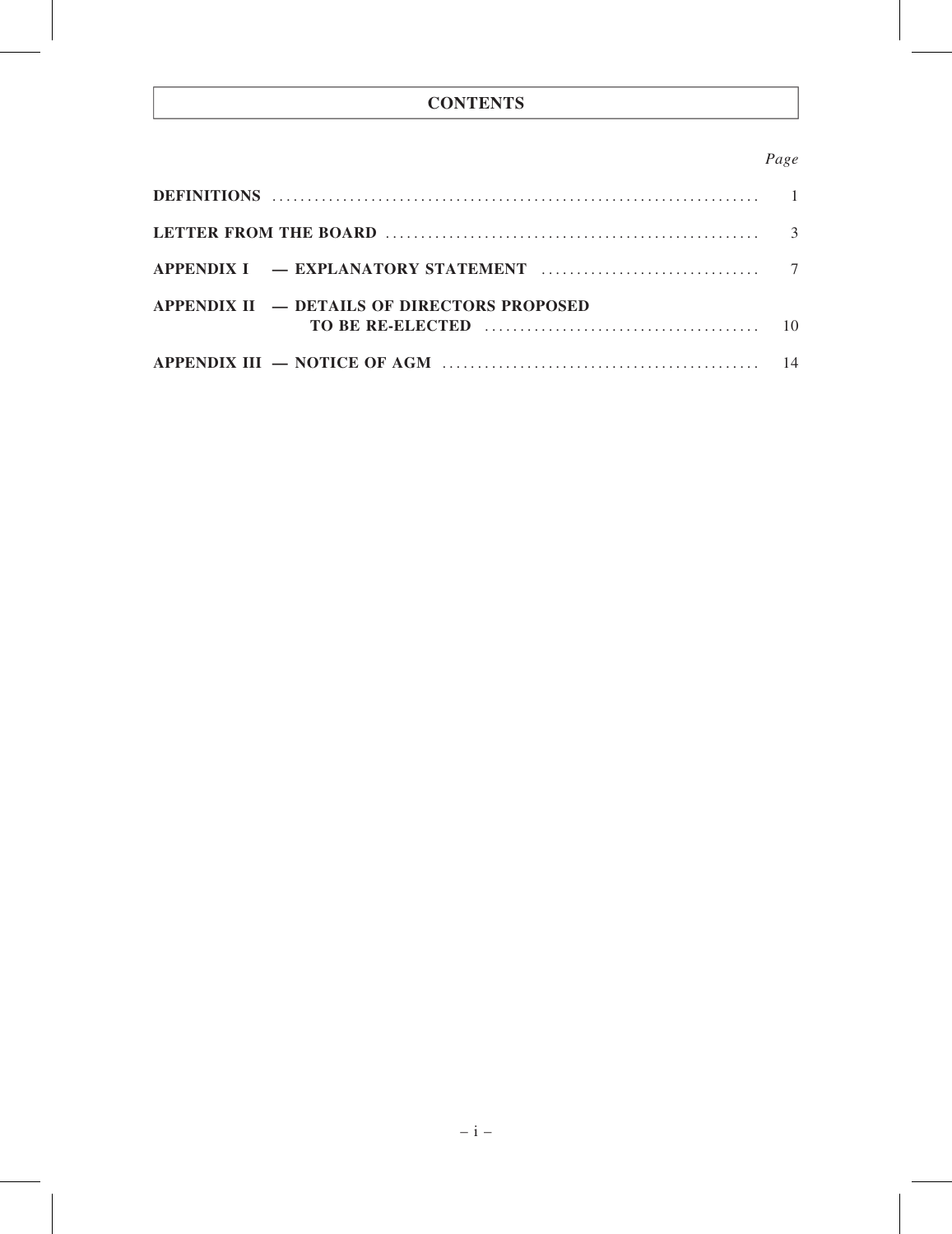# CONTENTS

| | *Page* |
|---|---|
| **DEFINITIONS** | 1 |
| **LETTER FROM THE BOARD** | 3 |
| **APPENDIX I — EXPLANATORY STATEMENT** | 7 |
| **APPENDIX II — DETAILS OF DIRECTORS PROPOSED TO BE RE-ELECTED** | 10 |
| **APPENDIX III — NOTICE OF AGM** | 14 |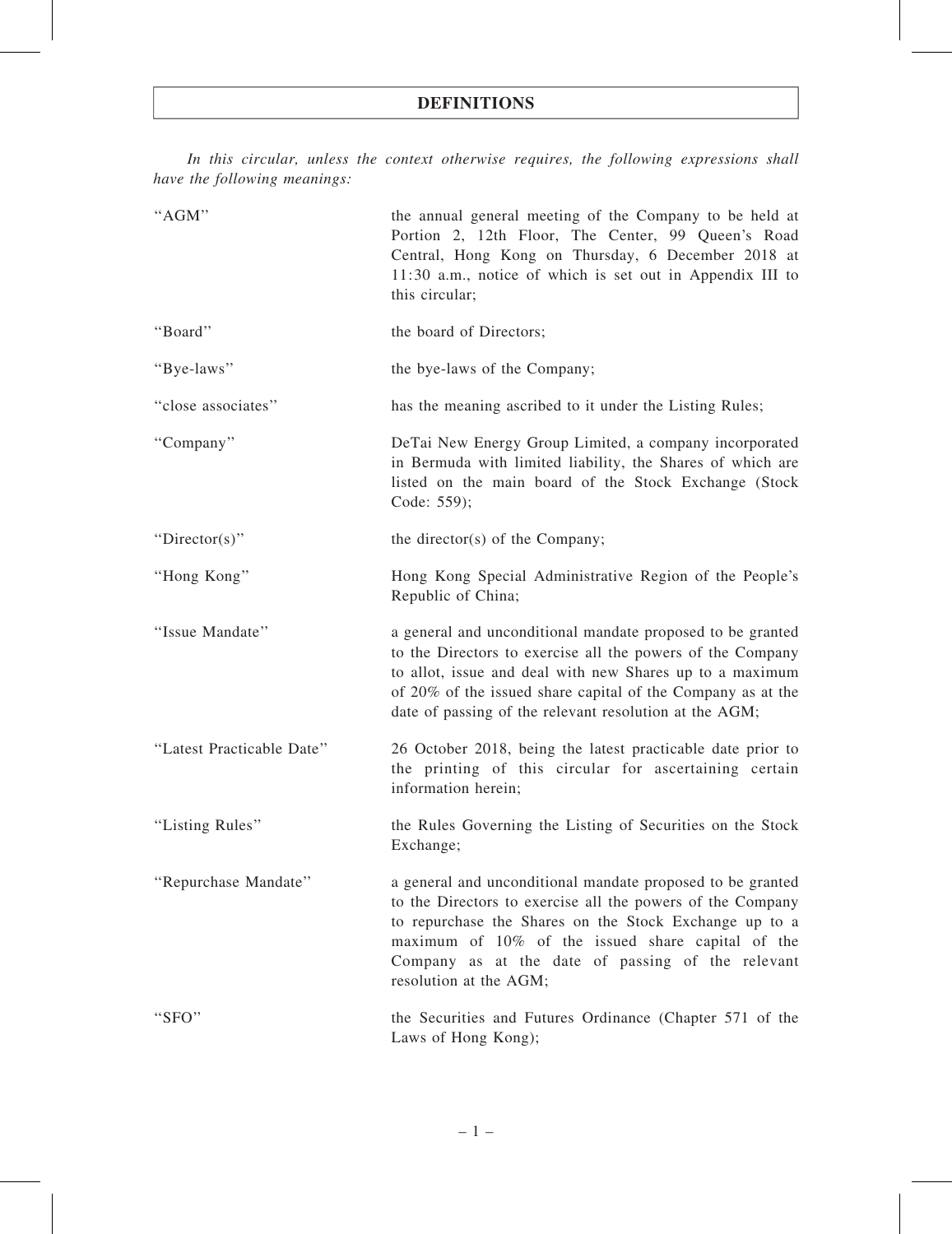# DEFINITIONS

*In this circular, unless the context otherwise requires, the following expressions shall have the following meanings:*

| | |
|---|---|
| "AGM" | the annual general meeting of the Company to be held at Portion 2, 12th Floor, The Center, 99 Queen's Road Central, Hong Kong on Thursday, 6 December 2018 at 11:30 a.m., notice of which is set out in Appendix III to this circular; |
| "Board" | the board of Directors; |
| "Bye-laws" | the bye-laws of the Company; |
| "close associates" | has the meaning ascribed to it under the Listing Rules; |
| "Company" | DeTai New Energy Group Limited, a company incorporated in Bermuda with limited liability, the Shares of which are listed on the main board of the Stock Exchange (Stock Code: 559); |
| "Director(s)" | the director(s) of the Company; |
| "Hong Kong" | Hong Kong Special Administrative Region of the People's Republic of China; |
| "Issue Mandate" | a general and unconditional mandate proposed to be granted to the Directors to exercise all the powers of the Company to allot, issue and deal with new Shares up to a maximum of 20% of the issued share capital of the Company as at the date of passing of the relevant resolution at the AGM; |
| "Latest Practicable Date" | 26 October 2018, being the latest practicable date prior to the printing of this circular for ascertaining certain information herein; |
| "Listing Rules" | the Rules Governing the Listing of Securities on the Stock Exchange; |
| "Repurchase Mandate" | a general and unconditional mandate proposed to be granted to the Directors to exercise all the powers of the Company to repurchase the Shares on the Stock Exchange up to a maximum of 10% of the issued share capital of the Company as at the date of passing of the relevant resolution at the AGM; |
| "SFO" | the Securities and Futures Ordinance (Chapter 571 of the Laws of Hong Kong); |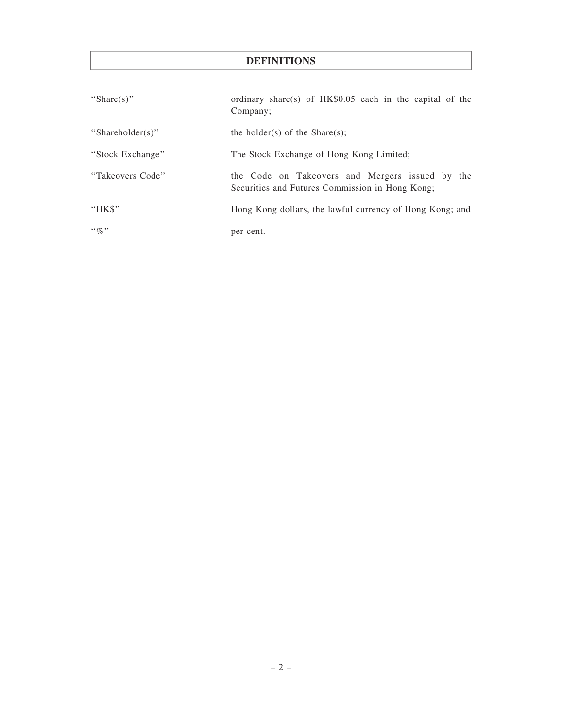# DEFINITIONS

| | |
|---|---|
| "Share(s)" | ordinary share(s) of HK$0.05 each in the capital of the Company; |
| "Shareholder(s)" | the holder(s) of the Share(s); |
| "Stock Exchange" | The Stock Exchange of Hong Kong Limited; |
| "Takeovers Code" | the Code on Takeovers and Mergers issued by the Securities and Futures Commission in Hong Kong; |
| "HK$" | Hong Kong dollars, the lawful currency of Hong Kong; and |
| "%" | per cent. |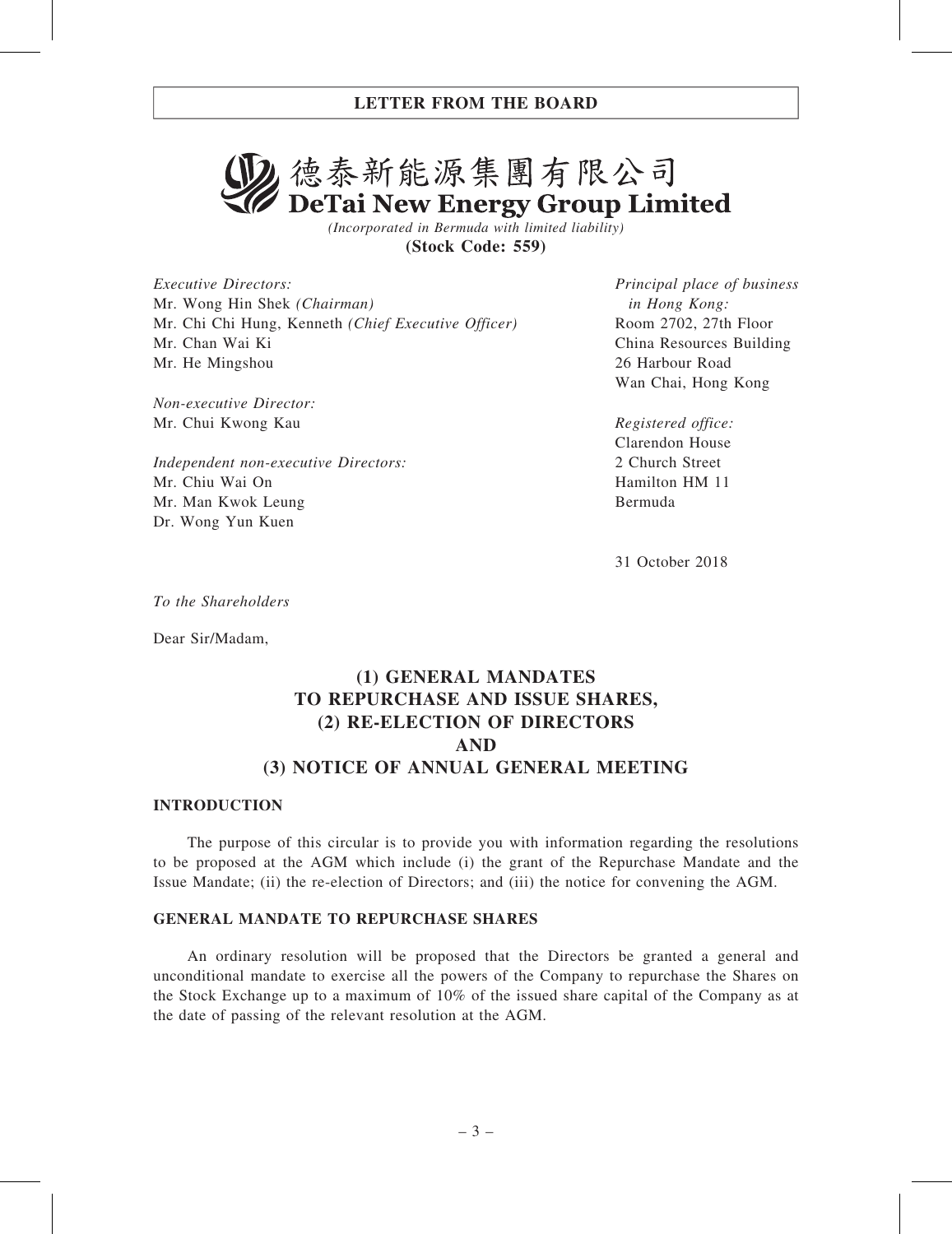## LETTER FROM THE BOARD

# 德泰新能源集團有限公司
# DeTai New Energy Group Limited

*(Incorporated in Bermuda with limited liability)*

**(Stock Code: 559)**

*Executive Directors:*
Mr. Wong Hin Shek *(Chairman)*
Mr. Chi Chi Hung, Kenneth *(Chief Executive Officer)*
Mr. Chan Wai Ki
Mr. He Mingshou

*Non-executive Director:*
Mr. Chui Kwong Kau

*Independent non-executive Directors:*
Mr. Chiu Wai On
Mr. Man Kwok Leung
Dr. Wong Yun Kuen

*Principal place of business in Hong Kong:*
Room 2702, 27th Floor
China Resources Building
26 Harbour Road
Wan Chai, Hong Kong

*Registered office:*
Clarendon House
2 Church Street
Hamilton HM 11
Bermuda

31 October 2018

*To the Shareholders*

Dear Sir/Madam,

## (1) GENERAL MANDATES TO REPURCHASE AND ISSUE SHARES, (2) RE-ELECTION OF DIRECTORS AND (3) NOTICE OF ANNUAL GENERAL MEETING

### INTRODUCTION

The purpose of this circular is to provide you with information regarding the resolutions to be proposed at the AGM which include (i) the grant of the Repurchase Mandate and the Issue Mandate; (ii) the re-election of Directors; and (iii) the notice for convening the AGM.

### GENERAL MANDATE TO REPURCHASE SHARES

An ordinary resolution will be proposed that the Directors be granted a general and unconditional mandate to exercise all the powers of the Company to repurchase the Shares on the Stock Exchange up to a maximum of 10% of the issued share capital of the Company as at the date of passing of the relevant resolution at the AGM.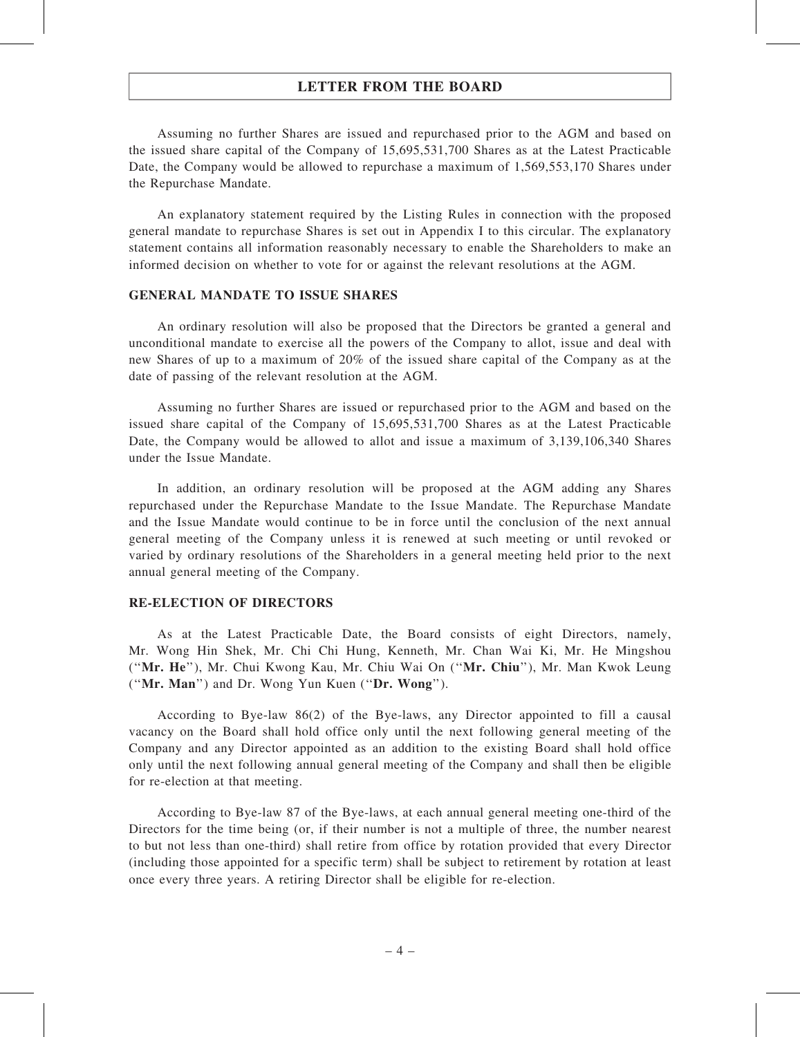## LETTER FROM THE BOARD

Assuming no further Shares are issued and repurchased prior to the AGM and based on the issued share capital of the Company of 15,695,531,700 Shares as at the Latest Practicable Date, the Company would be allowed to repurchase a maximum of 1,569,553,170 Shares under the Repurchase Mandate.

An explanatory statement required by the Listing Rules in connection with the proposed general mandate to repurchase Shares is set out in Appendix I to this circular. The explanatory statement contains all information reasonably necessary to enable the Shareholders to make an informed decision on whether to vote for or against the relevant resolutions at the AGM.

### GENERAL MANDATE TO ISSUE SHARES

An ordinary resolution will also be proposed that the Directors be granted a general and unconditional mandate to exercise all the powers of the Company to allot, issue and deal with new Shares of up to a maximum of 20% of the issued share capital of the Company as at the date of passing of the relevant resolution at the AGM.

Assuming no further Shares are issued or repurchased prior to the AGM and based on the issued share capital of the Company of 15,695,531,700 Shares as at the Latest Practicable Date, the Company would be allowed to allot and issue a maximum of 3,139,106,340 Shares under the Issue Mandate.

In addition, an ordinary resolution will be proposed at the AGM adding any Shares repurchased under the Repurchase Mandate to the Issue Mandate. The Repurchase Mandate and the Issue Mandate would continue to be in force until the conclusion of the next annual general meeting of the Company unless it is renewed at such meeting or until revoked or varied by ordinary resolutions of the Shareholders in a general meeting held prior to the next annual general meeting of the Company.

### RE-ELECTION OF DIRECTORS

As at the Latest Practicable Date, the Board consists of eight Directors, namely, Mr. Wong Hin Shek, Mr. Chi Chi Hung, Kenneth, Mr. Chan Wai Ki, Mr. He Mingshou ("**Mr. He**"), Mr. Chui Kwong Kau, Mr. Chiu Wai On ("**Mr. Chiu**"), Mr. Man Kwok Leung ("**Mr. Man**") and Dr. Wong Yun Kuen ("**Dr. Wong**").

According to Bye-law 86(2) of the Bye-laws, any Director appointed to fill a causal vacancy on the Board shall hold office only until the next following general meeting of the Company and any Director appointed as an addition to the existing Board shall hold office only until the next following annual general meeting of the Company and shall then be eligible for re-election at that meeting.

According to Bye-law 87 of the Bye-laws, at each annual general meeting one-third of the Directors for the time being (or, if their number is not a multiple of three, the number nearest to but not less than one-third) shall retire from office by rotation provided that every Director (including those appointed for a specific term) shall be subject to retirement by rotation at least once every three years. A retiring Director shall be eligible for re-election.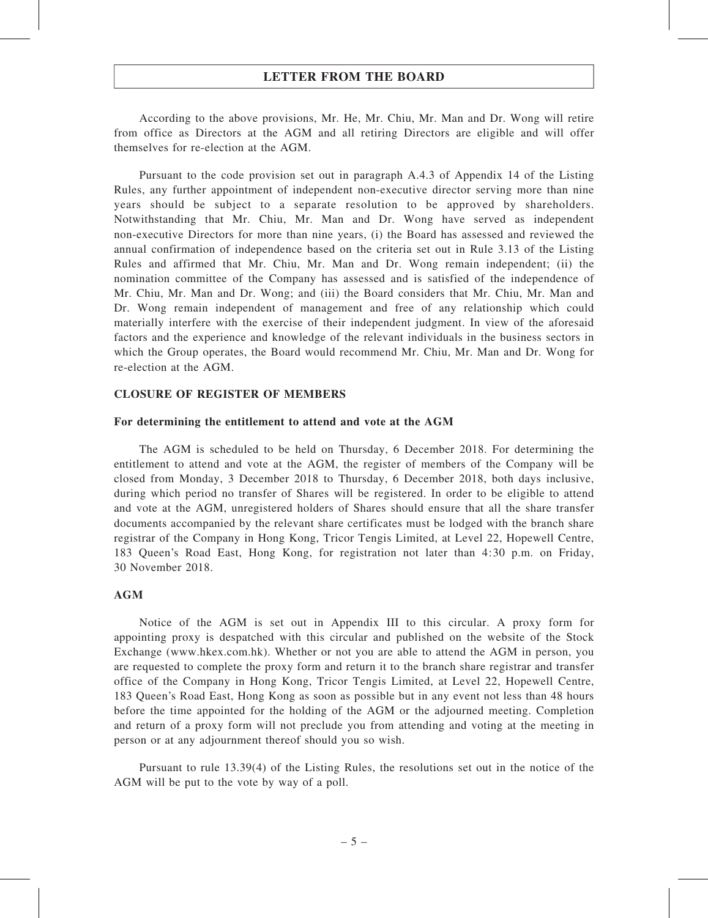According to the above provisions, Mr. He, Mr. Chiu, Mr. Man and Dr. Wong will retire from office as Directors at the AGM and all retiring Directors are eligible and will offer themselves for re-election at the AGM.

Pursuant to the code provision set out in paragraph A.4.3 of Appendix 14 of the Listing Rules, any further appointment of independent non-executive director serving more than nine years should be subject to a separate resolution to be approved by shareholders. Notwithstanding that Mr. Chiu, Mr. Man and Dr. Wong have served as independent non-executive Directors for more than nine years, (i) the Board has assessed and reviewed the annual confirmation of independence based on the criteria set out in Rule 3.13 of the Listing Rules and affirmed that Mr. Chiu, Mr. Man and Dr. Wong remain independent; (ii) the nomination committee of the Company has assessed and is satisfied of the independence of Mr. Chiu, Mr. Man and Dr. Wong; and (iii) the Board considers that Mr. Chiu, Mr. Man and Dr. Wong remain independent of management and free of any relationship which could materially interfere with the exercise of their independent judgment. In view of the aforesaid factors and the experience and knowledge of the relevant individuals in the business sectors in which the Group operates, the Board would recommend Mr. Chiu, Mr. Man and Dr. Wong for re-election at the AGM.

## CLOSURE OF REGISTER OF MEMBERS

### For determining the entitlement to attend and vote at the AGM

The AGM is scheduled to be held on Thursday, 6 December 2018. For determining the entitlement to attend and vote at the AGM, the register of members of the Company will be closed from Monday, 3 December 2018 to Thursday, 6 December 2018, both days inclusive, during which period no transfer of Shares will be registered. In order to be eligible to attend and vote at the AGM, unregistered holders of Shares should ensure that all the share transfer documents accompanied by the relevant share certificates must be lodged with the branch share registrar of the Company in Hong Kong, Tricor Tengis Limited, at Level 22, Hopewell Centre, 183 Queen's Road East, Hong Kong, for registration not later than 4:30 p.m. on Friday, 30 November 2018.

## AGM

Notice of the AGM is set out in Appendix III to this circular. A proxy form for appointing proxy is despatched with this circular and published on the website of the Stock Exchange (www.hkex.com.hk). Whether or not you are able to attend the AGM in person, you are requested to complete the proxy form and return it to the branch share registrar and transfer office of the Company in Hong Kong, Tricor Tengis Limited, at Level 22, Hopewell Centre, 183 Queen's Road East, Hong Kong as soon as possible but in any event not less than 48 hours before the time appointed for the holding of the AGM or the adjourned meeting. Completion and return of a proxy form will not preclude you from attending and voting at the meeting in person or at any adjournment thereof should you so wish.

Pursuant to rule 13.39(4) of the Listing Rules, the resolutions set out in the notice of the AGM will be put to the vote by way of a poll.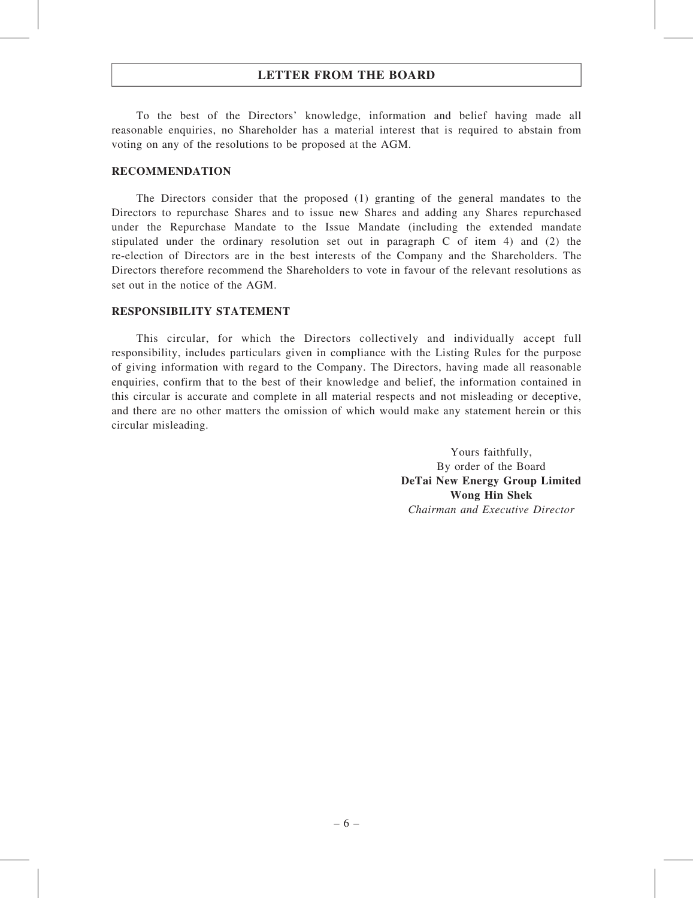## LETTER FROM THE BOARD

To the best of the Directors' knowledge, information and belief having made all reasonable enquiries, no Shareholder has a material interest that is required to abstain from voting on any of the resolutions to be proposed at the AGM.

### RECOMMENDATION

The Directors consider that the proposed (1) granting of the general mandates to the Directors to repurchase Shares and to issue new Shares and adding any Shares repurchased under the Repurchase Mandate to the Issue Mandate (including the extended mandate stipulated under the ordinary resolution set out in paragraph C of item 4) and (2) the re-election of Directors are in the best interests of the Company and the Shareholders. The Directors therefore recommend the Shareholders to vote in favour of the relevant resolutions as set out in the notice of the AGM.

### RESPONSIBILITY STATEMENT

This circular, for which the Directors collectively and individually accept full responsibility, includes particulars given in compliance with the Listing Rules for the purpose of giving information with regard to the Company. The Directors, having made all reasonable enquiries, confirm that to the best of their knowledge and belief, the information contained in this circular is accurate and complete in all material respects and not misleading or deceptive, and there are no other matters the omission of which would make any statement herein or this circular misleading.

Yours faithfully,
By order of the Board
**DeTai New Energy Group Limited**
**Wong Hin Shek**
*Chairman and Executive Director*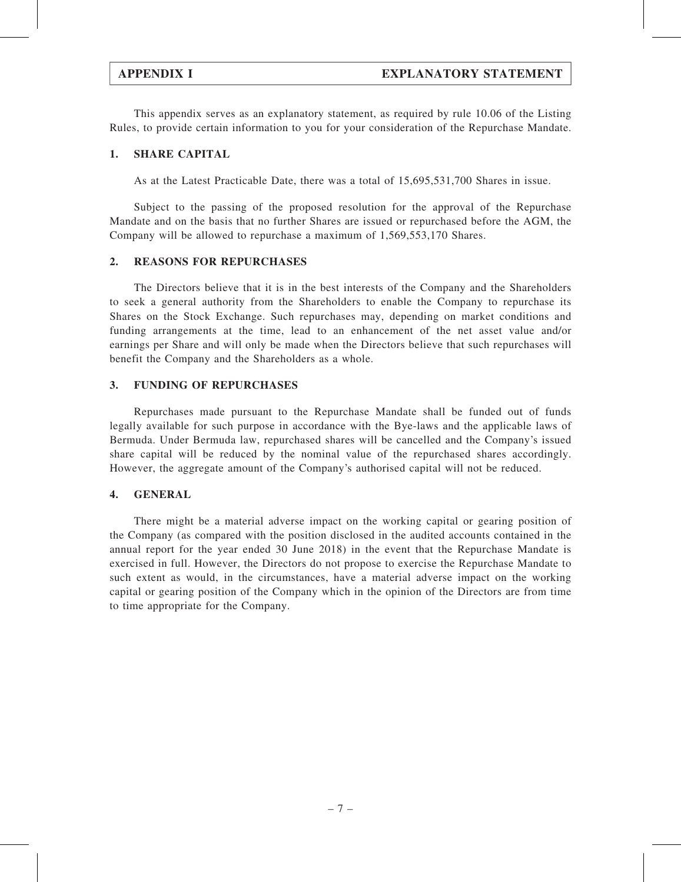# APPENDIX I EXPLANATORY STATEMENT

This appendix serves as an explanatory statement, as required by rule 10.06 of the Listing Rules, to provide certain information to you for your consideration of the Repurchase Mandate.

## 1. SHARE CAPITAL

As at the Latest Practicable Date, there was a total of 15,695,531,700 Shares in issue.

Subject to the passing of the proposed resolution for the approval of the Repurchase Mandate and on the basis that no further Shares are issued or repurchased before the AGM, the Company will be allowed to repurchase a maximum of 1,569,553,170 Shares.

## 2. REASONS FOR REPURCHASES

The Directors believe that it is in the best interests of the Company and the Shareholders to seek a general authority from the Shareholders to enable the Company to repurchase its Shares on the Stock Exchange. Such repurchases may, depending on market conditions and funding arrangements at the time, lead to an enhancement of the net asset value and/or earnings per Share and will only be made when the Directors believe that such repurchases will benefit the Company and the Shareholders as a whole.

## 3. FUNDING OF REPURCHASES

Repurchases made pursuant to the Repurchase Mandate shall be funded out of funds legally available for such purpose in accordance with the Bye-laws and the applicable laws of Bermuda. Under Bermuda law, repurchased shares will be cancelled and the Company's issued share capital will be reduced by the nominal value of the repurchased shares accordingly. However, the aggregate amount of the Company's authorised capital will not be reduced.

## 4. GENERAL

There might be a material adverse impact on the working capital or gearing position of the Company (as compared with the position disclosed in the audited accounts contained in the annual report for the year ended 30 June 2018) in the event that the Repurchase Mandate is exercised in full. However, the Directors do not propose to exercise the Repurchase Mandate to such extent as would, in the circumstances, have a material adverse impact on the working capital or gearing position of the Company which in the opinion of the Directors are from time to time appropriate for the Company.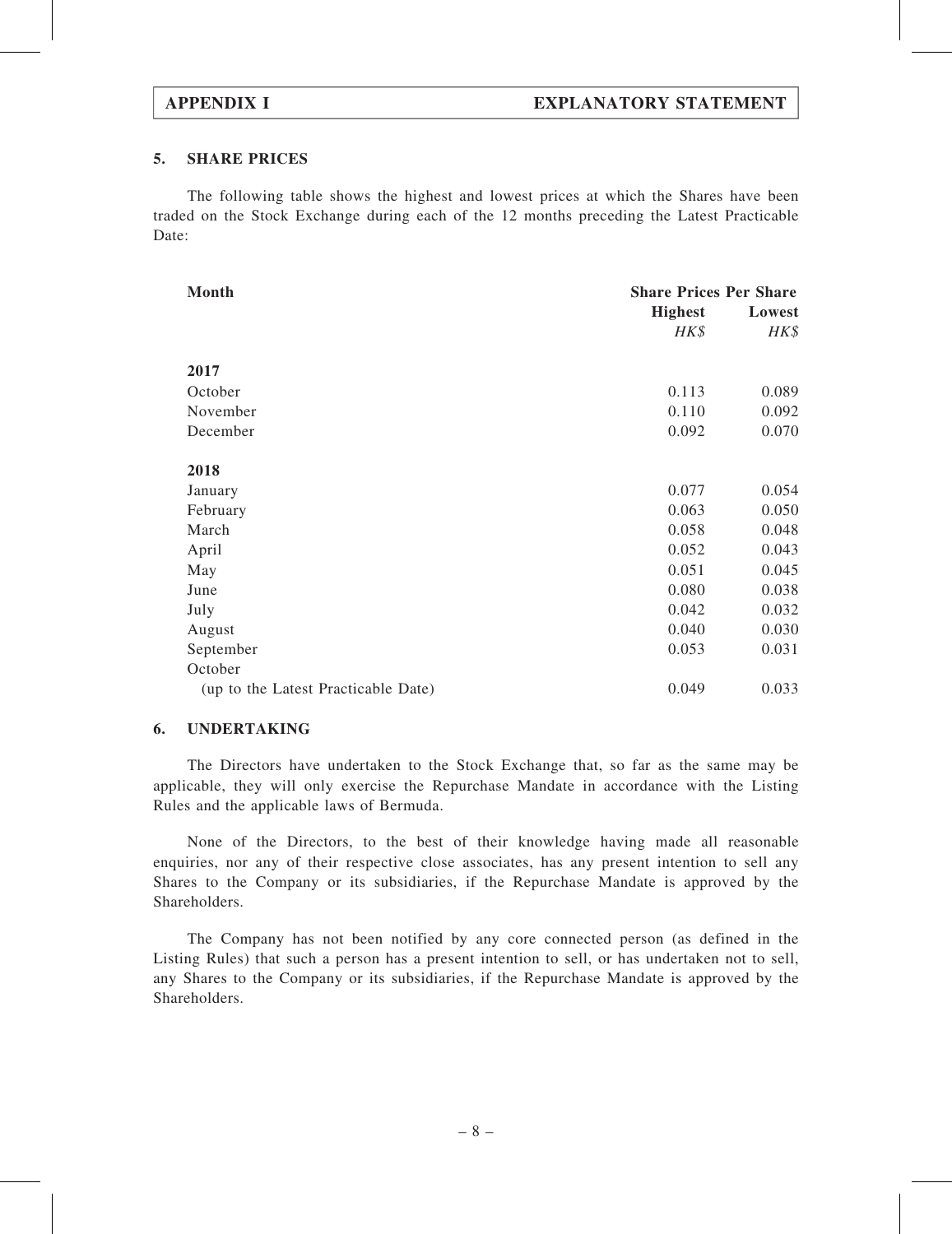## 5. SHARE PRICES

The following table shows the highest and lowest prices at which the Shares have been traded on the Stock Exchange during each of the 12 months preceding the Latest Practicable Date:

| Month | Share Prices Per Share | |
|---|---|---|
| | **Highest** | **Lowest** |
| | *HK$* | *HK$* |
| **2017** | | |
| October | 0.113 | 0.089 |
| November | 0.110 | 0.092 |
| December | 0.092 | 0.070 |
| **2018** | | |
| January | 0.077 | 0.054 |
| February | 0.063 | 0.050 |
| March | 0.058 | 0.048 |
| April | 0.052 | 0.043 |
| May | 0.051 | 0.045 |
| June | 0.080 | 0.038 |
| July | 0.042 | 0.032 |
| August | 0.040 | 0.030 |
| September | 0.053 | 0.031 |
| October (up to the Latest Practicable Date) | 0.049 | 0.033 |

## 6. UNDERTAKING

The Directors have undertaken to the Stock Exchange that, so far as the same may be applicable, they will only exercise the Repurchase Mandate in accordance with the Listing Rules and the applicable laws of Bermuda.

None of the Directors, to the best of their knowledge having made all reasonable enquiries, nor any of their respective close associates, has any present intention to sell any Shares to the Company or its subsidiaries, if the Repurchase Mandate is approved by the Shareholders.

The Company has not been notified by any core connected person (as defined in the Listing Rules) that such a person has a present intention to sell, or has undertaken not to sell, any Shares to the Company or its subsidiaries, if the Repurchase Mandate is approved by the Shareholders.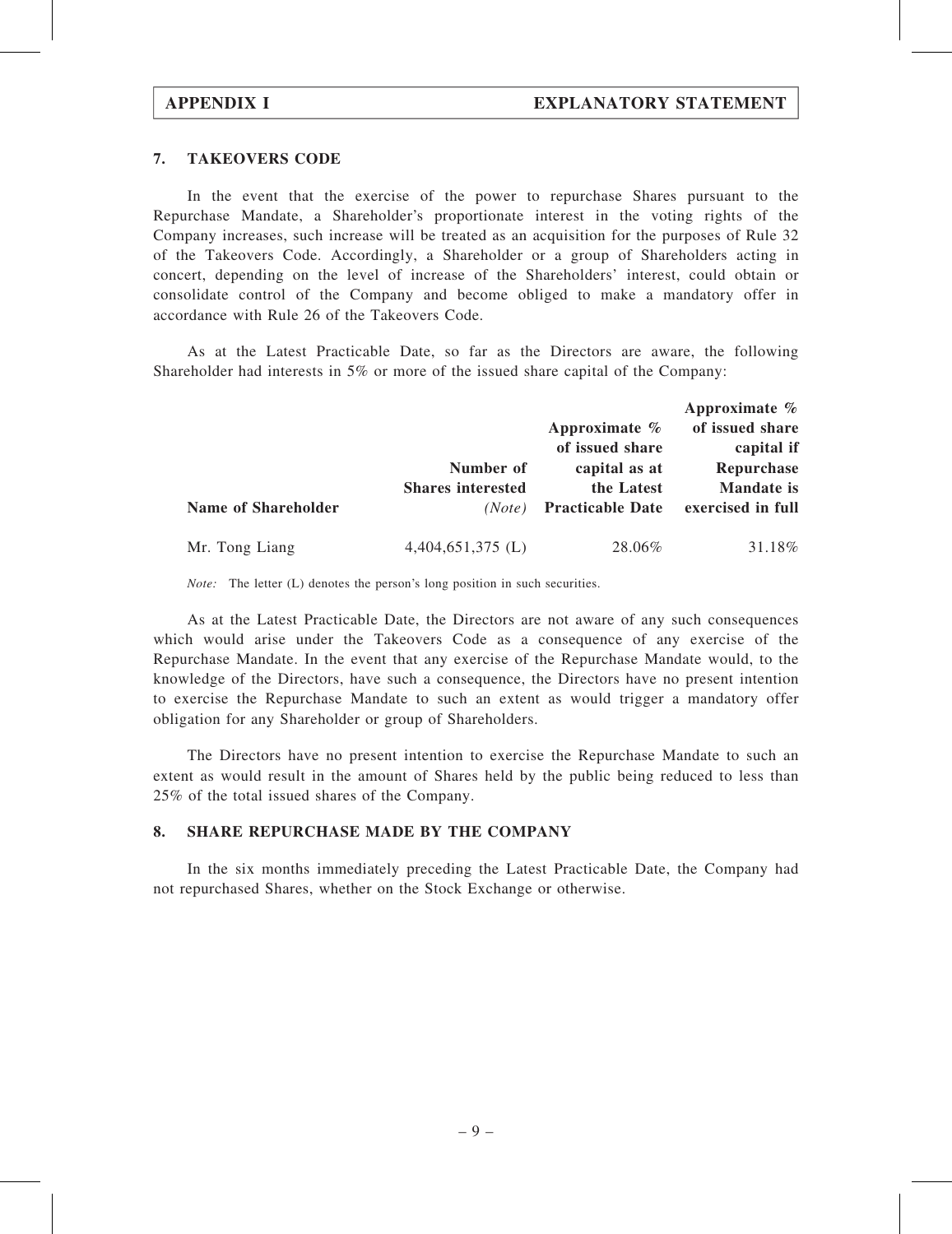## 7. TAKEOVERS CODE

In the event that the exercise of the power to repurchase Shares pursuant to the Repurchase Mandate, a Shareholder's proportionate interest in the voting rights of the Company increases, such increase will be treated as an acquisition for the purposes of Rule 32 of the Takeovers Code. Accordingly, a Shareholder or a group of Shareholders acting in concert, depending on the level of increase of the Shareholders' interest, could obtain or consolidate control of the Company and become obliged to make a mandatory offer in accordance with Rule 26 of the Takeovers Code.

As at the Latest Practicable Date, so far as the Directors are aware, the following Shareholder had interests in 5% or more of the issued share capital of the Company:

| Name of Shareholder | Number of Shares interested *(Note)* | Approximate % of issued share capital as at the Latest Practicable Date | Approximate % of issued share capital if Repurchase Mandate is exercised in full |
|---|---|---|---|
| Mr. Tong Liang | 4,404,651,375 (L) | 28.06% | 31.18% |

*Note:* The letter (L) denotes the person's long position in such securities.

As at the Latest Practicable Date, the Directors are not aware of any such consequences which would arise under the Takeovers Code as a consequence of any exercise of the Repurchase Mandate. In the event that any exercise of the Repurchase Mandate would, to the knowledge of the Directors, have such a consequence, the Directors have no present intention to exercise the Repurchase Mandate to such an extent as would trigger a mandatory offer obligation for any Shareholder or group of Shareholders.

The Directors have no present intention to exercise the Repurchase Mandate to such an extent as would result in the amount of Shares held by the public being reduced to less than 25% of the total issued shares of the Company.

## 8. SHARE REPURCHASE MADE BY THE COMPANY

In the six months immediately preceding the Latest Practicable Date, the Company had not repurchased Shares, whether on the Stock Exchange or otherwise.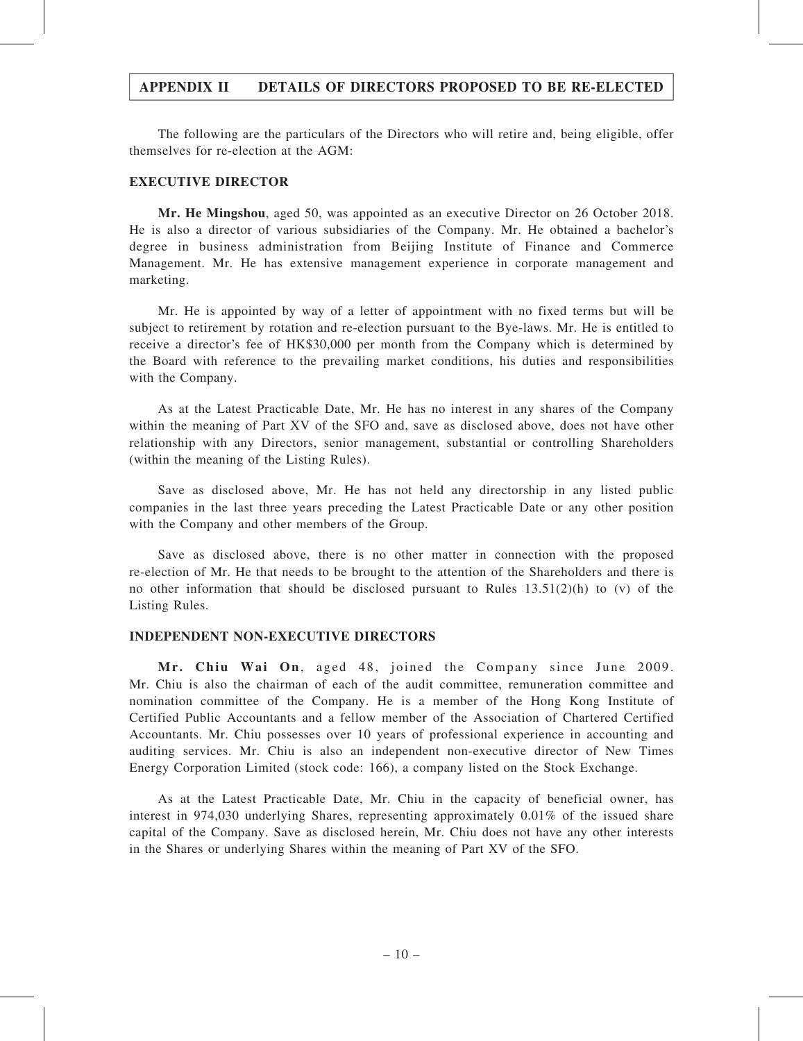# APPENDIX II DETAILS OF DIRECTORS PROPOSED TO BE RE-ELECTED

The following are the particulars of the Directors who will retire and, being eligible, offer themselves for re-election at the AGM:

## EXECUTIVE DIRECTOR

**Mr. He Mingshou**, aged 50, was appointed as an executive Director on 26 October 2018. He is also a director of various subsidiaries of the Company. Mr. He obtained a bachelor's degree in business administration from Beijing Institute of Finance and Commerce Management. Mr. He has extensive management experience in corporate management and marketing.

Mr. He is appointed by way of a letter of appointment with no fixed terms but will be subject to retirement by rotation and re-election pursuant to the Bye-laws. Mr. He is entitled to receive a director's fee of HK$30,000 per month from the Company which is determined by the Board with reference to the prevailing market conditions, his duties and responsibilities with the Company.

As at the Latest Practicable Date, Mr. He has no interest in any shares of the Company within the meaning of Part XV of the SFO and, save as disclosed above, does not have other relationship with any Directors, senior management, substantial or controlling Shareholders (within the meaning of the Listing Rules).

Save as disclosed above, Mr. He has not held any directorship in any listed public companies in the last three years preceding the Latest Practicable Date or any other position with the Company and other members of the Group.

Save as disclosed above, there is no other matter in connection with the proposed re-election of Mr. He that needs to be brought to the attention of the Shareholders and there is no other information that should be disclosed pursuant to Rules 13.51(2)(h) to (v) of the Listing Rules.

## INDEPENDENT NON-EXECUTIVE DIRECTORS

**Mr. Chiu Wai On**, aged 48, joined the Company since June 2009. Mr. Chiu is also the chairman of each of the audit committee, remuneration committee and nomination committee of the Company. He is a member of the Hong Kong Institute of Certified Public Accountants and a fellow member of the Association of Chartered Certified Accountants. Mr. Chiu possesses over 10 years of professional experience in accounting and auditing services. Mr. Chiu is also an independent non-executive director of New Times Energy Corporation Limited (stock code: 166), a company listed on the Stock Exchange.

As at the Latest Practicable Date, Mr. Chiu in the capacity of beneficial owner, has interest in 974,030 underlying Shares, representing approximately 0.01% of the issued share capital of the Company. Save as disclosed herein, Mr. Chiu does not have any other interests in the Shares or underlying Shares within the meaning of Part XV of the SFO.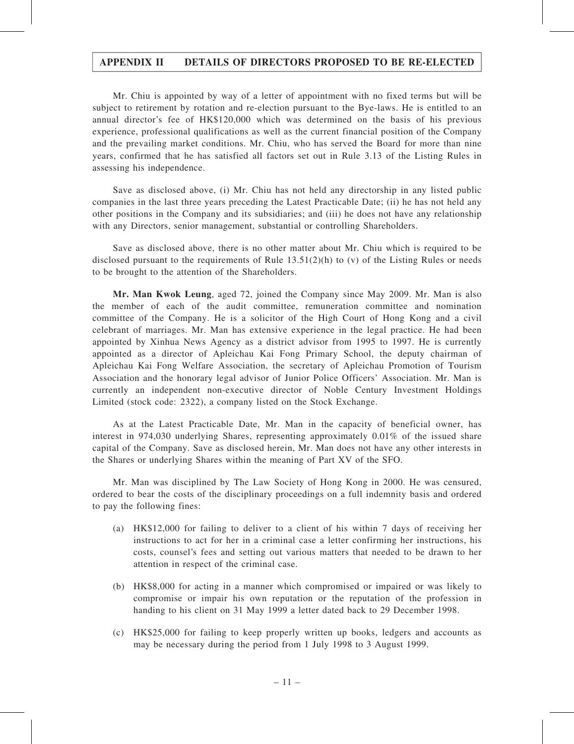Mr. Chiu is appointed by way of a letter of appointment with no fixed terms but will be subject to retirement by rotation and re-election pursuant to the Bye-laws. He is entitled to an annual director's fee of HK$120,000 which was determined on the basis of his previous experience, professional qualifications as well as the current financial position of the Company and the prevailing market conditions. Mr. Chiu, who has served the Board for more than nine years, confirmed that he has satisfied all factors set out in Rule 3.13 of the Listing Rules in assessing his independence.

Save as disclosed above, (i) Mr. Chiu has not held any directorship in any listed public companies in the last three years preceding the Latest Practicable Date; (ii) he has not held any other positions in the Company and its subsidiaries; and (iii) he does not have any relationship with any Directors, senior management, substantial or controlling Shareholders.

Save as disclosed above, there is no other matter about Mr. Chiu which is required to be disclosed pursuant to the requirements of Rule 13.51(2)(h) to (v) of the Listing Rules or needs to be brought to the attention of the Shareholders.

**Mr. Man Kwok Leung**, aged 72, joined the Company since May 2009. Mr. Man is also the member of each of the audit committee, remuneration committee and nomination committee of the Company. He is a solicitor of the High Court of Hong Kong and a civil celebrant of marriages. Mr. Man has extensive experience in the legal practice. He had been appointed by Xinhua News Agency as a district advisor from 1995 to 1997. He is currently appointed as a director of Apleichau Kai Fong Primary School, the deputy chairman of Apleichau Kai Fong Welfare Association, the secretary of Apleichau Promotion of Tourism Association and the honorary legal advisor of Junior Police Officers' Association. Mr. Man is currently an independent non-executive director of Noble Century Investment Holdings Limited (stock code: 2322), a company listed on the Stock Exchange.

As at the Latest Practicable Date, Mr. Man in the capacity of beneficial owner, has interest in 974,030 underlying Shares, representing approximately 0.01% of the issued share capital of the Company. Save as disclosed herein, Mr. Man does not have any other interests in the Shares or underlying Shares within the meaning of Part XV of the SFO.

Mr. Man was disciplined by The Law Society of Hong Kong in 2000. He was censured, ordered to bear the costs of the disciplinary proceedings on a full indemnity basis and ordered to pay the following fines:

(a) HK$12,000 for failing to deliver to a client of his within 7 days of receiving her instructions to act for her in a criminal case a letter confirming her instructions, his costs, counsel's fees and setting out various matters that needed to be drawn to her attention in respect of the criminal case.

(b) HK$8,000 for acting in a manner which compromised or impaired or was likely to compromise or impair his own reputation or the reputation of the profession in handing to his client on 31 May 1999 a letter dated back to 29 December 1998.

(c) HK$25,000 for failing to keep properly written up books, ledgers and accounts as may be necessary during the period from 1 July 1998 to 3 August 1999.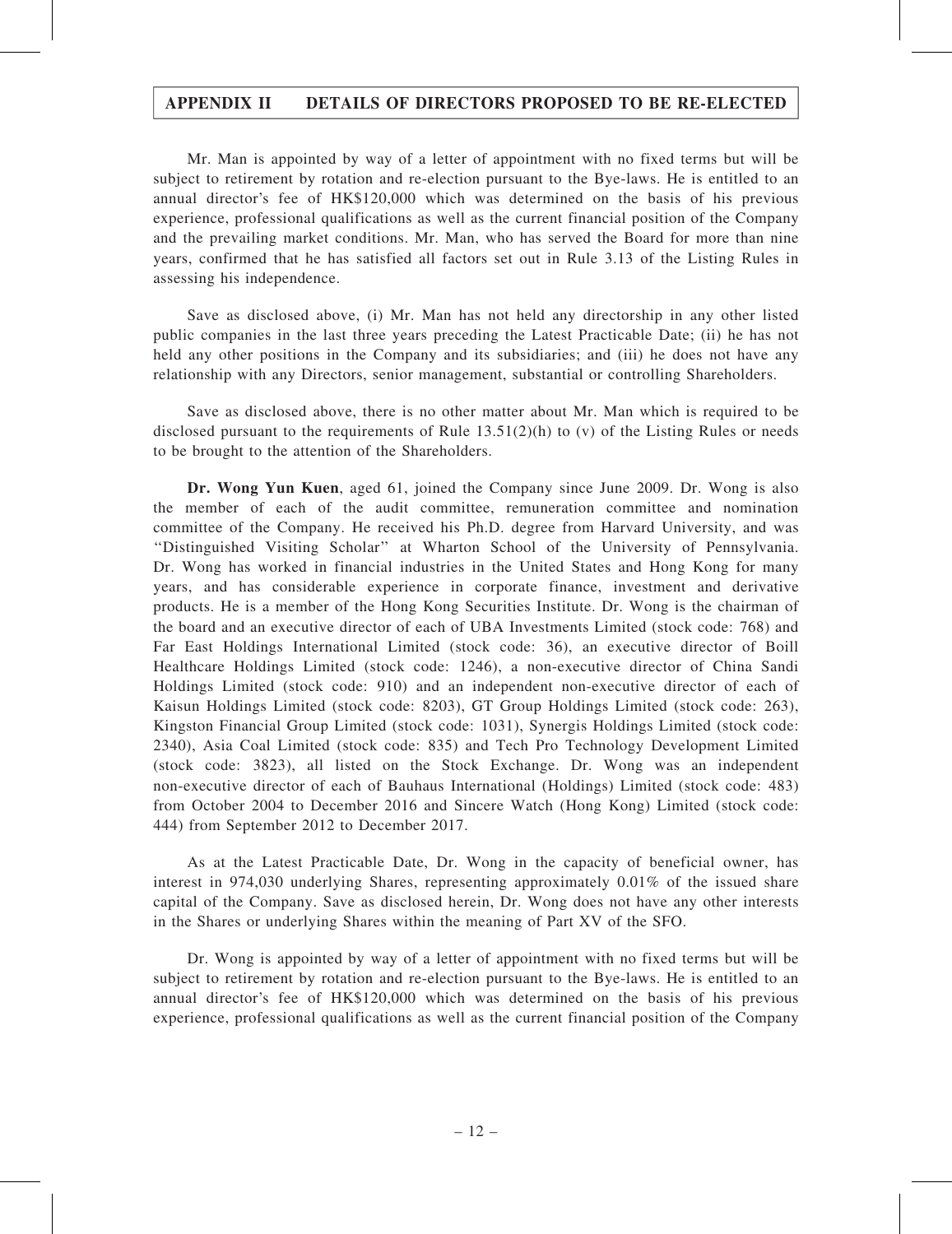Mr. Man is appointed by way of a letter of appointment with no fixed terms but will be subject to retirement by rotation and re-election pursuant to the Bye-laws. He is entitled to an annual director's fee of HK$120,000 which was determined on the basis of his previous experience, professional qualifications as well as the current financial position of the Company and the prevailing market conditions. Mr. Man, who has served the Board for more than nine years, confirmed that he has satisfied all factors set out in Rule 3.13 of the Listing Rules in assessing his independence.

Save as disclosed above, (i) Mr. Man has not held any directorship in any other listed public companies in the last three years preceding the Latest Practicable Date; (ii) he has not held any other positions in the Company and its subsidiaries; and (iii) he does not have any relationship with any Directors, senior management, substantial or controlling Shareholders.

Save as disclosed above, there is no other matter about Mr. Man which is required to be disclosed pursuant to the requirements of Rule 13.51(2)(h) to (v) of the Listing Rules or needs to be brought to the attention of the Shareholders.

**Dr. Wong Yun Kuen**, aged 61, joined the Company since June 2009. Dr. Wong is also the member of each of the audit committee, remuneration committee and nomination committee of the Company. He received his Ph.D. degree from Harvard University, and was "Distinguished Visiting Scholar" at Wharton School of the University of Pennsylvania. Dr. Wong has worked in financial industries in the United States and Hong Kong for many years, and has considerable experience in corporate finance, investment and derivative products. He is a member of the Hong Kong Securities Institute. Dr. Wong is the chairman of the board and an executive director of each of UBA Investments Limited (stock code: 768) and Far East Holdings International Limited (stock code: 36), an executive director of Boill Healthcare Holdings Limited (stock code: 1246), a non-executive director of China Sandi Holdings Limited (stock code: 910) and an independent non-executive director of each of Kaisun Holdings Limited (stock code: 8203), GT Group Holdings Limited (stock code: 263), Kingston Financial Group Limited (stock code: 1031), Synergis Holdings Limited (stock code: 2340), Asia Coal Limited (stock code: 835) and Tech Pro Technology Development Limited (stock code: 3823), all listed on the Stock Exchange. Dr. Wong was an independent non-executive director of each of Bauhaus International (Holdings) Limited (stock code: 483) from October 2004 to December 2016 and Sincere Watch (Hong Kong) Limited (stock code: 444) from September 2012 to December 2017.

As at the Latest Practicable Date, Dr. Wong in the capacity of beneficial owner, has interest in 974,030 underlying Shares, representing approximately 0.01% of the issued share capital of the Company. Save as disclosed herein, Dr. Wong does not have any other interests in the Shares or underlying Shares within the meaning of Part XV of the SFO.

Dr. Wong is appointed by way of a letter of appointment with no fixed terms but will be subject to retirement by rotation and re-election pursuant to the Bye-laws. He is entitled to an annual director's fee of HK$120,000 which was determined on the basis of his previous experience, professional qualifications as well as the current financial position of the Company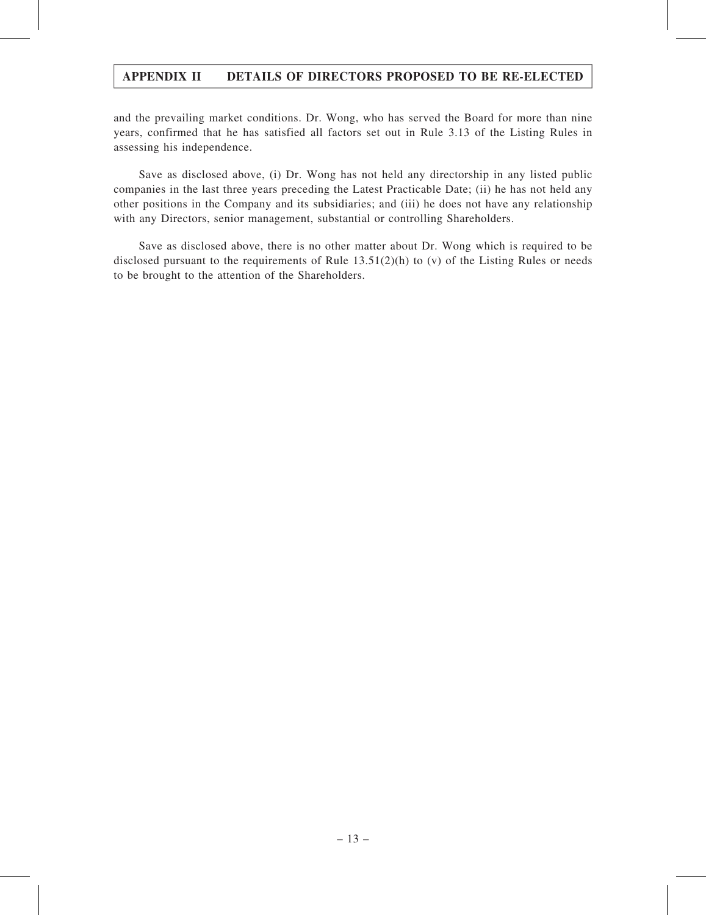and the prevailing market conditions. Dr. Wong, who has served the Board for more than nine years, confirmed that he has satisfied all factors set out in Rule 3.13 of the Listing Rules in assessing his independence.

Save as disclosed above, (i) Dr. Wong has not held any directorship in any listed public companies in the last three years preceding the Latest Practicable Date; (ii) he has not held any other positions in the Company and its subsidiaries; and (iii) he does not have any relationship with any Directors, senior management, substantial or controlling Shareholders.

Save as disclosed above, there is no other matter about Dr. Wong which is required to be disclosed pursuant to the requirements of Rule 13.51(2)(h) to (v) of the Listing Rules or needs to be brought to the attention of the Shareholders.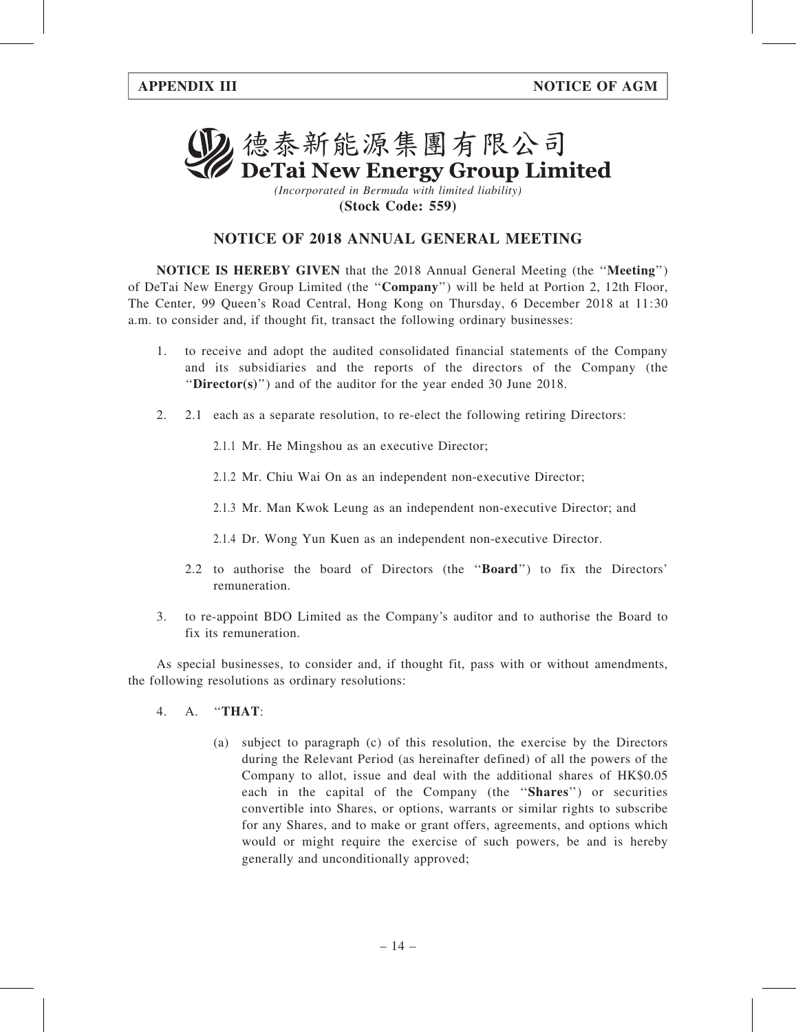# 德泰新能源集團有限公司
# DeTai New Energy Group Limited

*(Incorporated in Bermuda with limited liability)*

**(Stock Code: 559)**

## NOTICE OF 2018 ANNUAL GENERAL MEETING

**NOTICE IS HEREBY GIVEN** that the 2018 Annual General Meeting (the "**Meeting**") of DeTai New Energy Group Limited (the "**Company**") will be held at Portion 2, 12th Floor, The Center, 99 Queen's Road Central, Hong Kong on Thursday, 6 December 2018 at 11:30 a.m. to consider and, if thought fit, transact the following ordinary businesses:

1. to receive and adopt the audited consolidated financial statements of the Company and its subsidiaries and the reports of the directors of the Company (the "**Director(s)**") and of the auditor for the year ended 30 June 2018.

2. 2.1 each as a separate resolution, to re-elect the following retiring Directors:

   2.1.1 Mr. He Mingshou as an executive Director;

   2.1.2 Mr. Chiu Wai On as an independent non-executive Director;

   2.1.3 Mr. Man Kwok Leung as an independent non-executive Director; and

   2.1.4 Dr. Wong Yun Kuen as an independent non-executive Director.

   2.2 to authorise the board of Directors (the "**Board**") to fix the Directors' remuneration.

3. to re-appoint BDO Limited as the Company's auditor and to authorise the Board to fix its remuneration.

As special businesses, to consider and, if thought fit, pass with or without amendments, the following resolutions as ordinary resolutions:

4. A. "**THAT**:

   (a) subject to paragraph (c) of this resolution, the exercise by the Directors during the Relevant Period (as hereinafter defined) of all the powers of the Company to allot, issue and deal with the additional shares of HK$0.05 each in the capital of the Company (the "**Shares**") or securities convertible into Shares, or options, warrants or similar rights to subscribe for any Shares, and to make or grant offers, agreements, and options which would or might require the exercise of such powers, be and is hereby generally and unconditionally approved;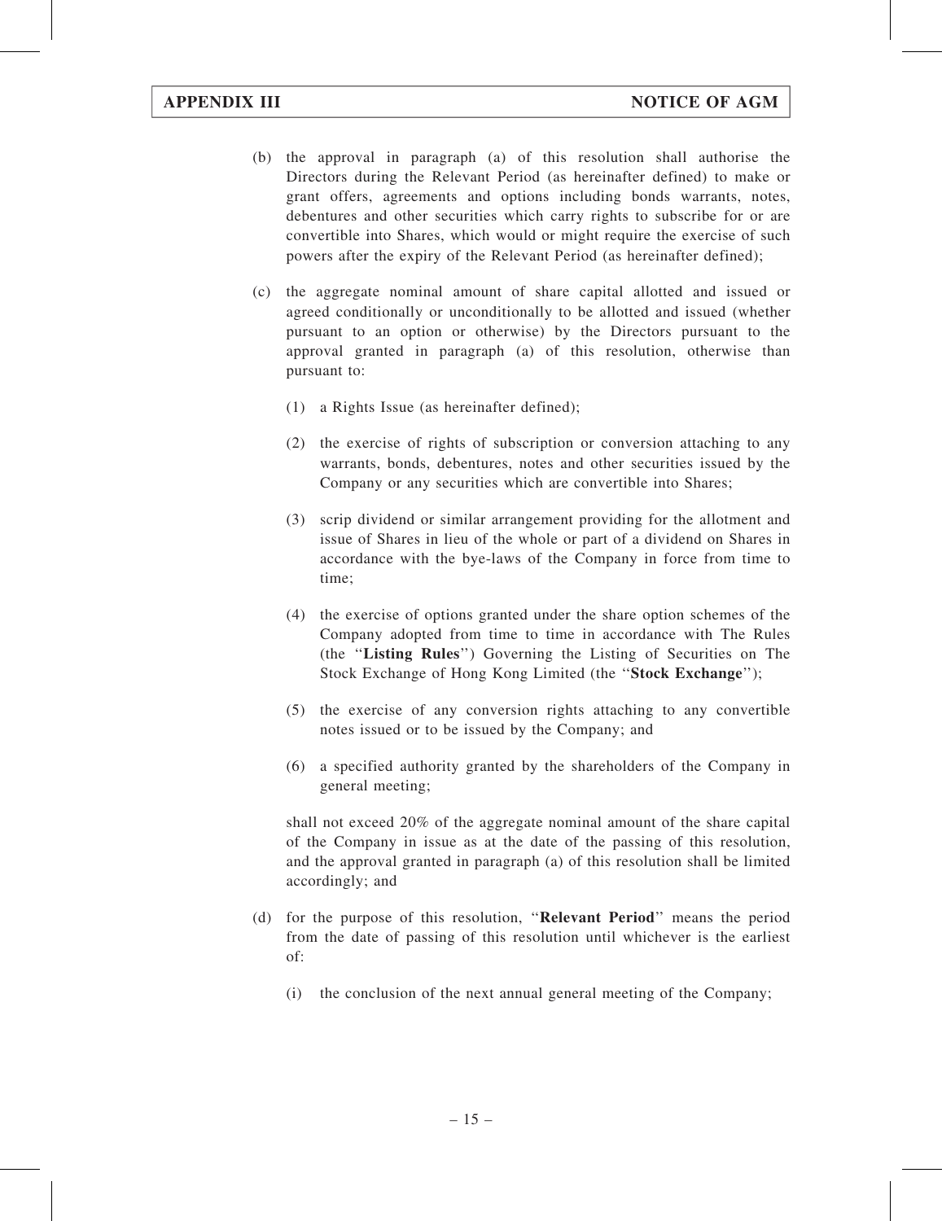(b) the approval in paragraph (a) of this resolution shall authorise the Directors during the Relevant Period (as hereinafter defined) to make or grant offers, agreements and options including bonds warrants, notes, debentures and other securities which carry rights to subscribe for or are convertible into Shares, which would or might require the exercise of such powers after the expiry of the Relevant Period (as hereinafter defined);

(c) the aggregate nominal amount of share capital allotted and issued or agreed conditionally or unconditionally to be allotted and issued (whether pursuant to an option or otherwise) by the Directors pursuant to the approval granted in paragraph (a) of this resolution, otherwise than pursuant to:

   (1) a Rights Issue (as hereinafter defined);

   (2) the exercise of rights of subscription or conversion attaching to any warrants, bonds, debentures, notes and other securities issued by the Company or any securities which are convertible into Shares;

   (3) scrip dividend or similar arrangement providing for the allotment and issue of Shares in lieu of the whole or part of a dividend on Shares in accordance with the bye-laws of the Company in force from time to time;

   (4) the exercise of options granted under the share option schemes of the Company adopted from time to time in accordance with The Rules (the "**Listing Rules**") Governing the Listing of Securities on The Stock Exchange of Hong Kong Limited (the "**Stock Exchange**");

   (5) the exercise of any conversion rights attaching to any convertible notes issued or to be issued by the Company; and

   (6) a specified authority granted by the shareholders of the Company in general meeting;

   shall not exceed 20% of the aggregate nominal amount of the share capital of the Company in issue as at the date of the passing of this resolution, and the approval granted in paragraph (a) of this resolution shall be limited accordingly; and

(d) for the purpose of this resolution, "**Relevant Period**" means the period from the date of passing of this resolution until whichever is the earliest of:

   (i) the conclusion of the next annual general meeting of the Company;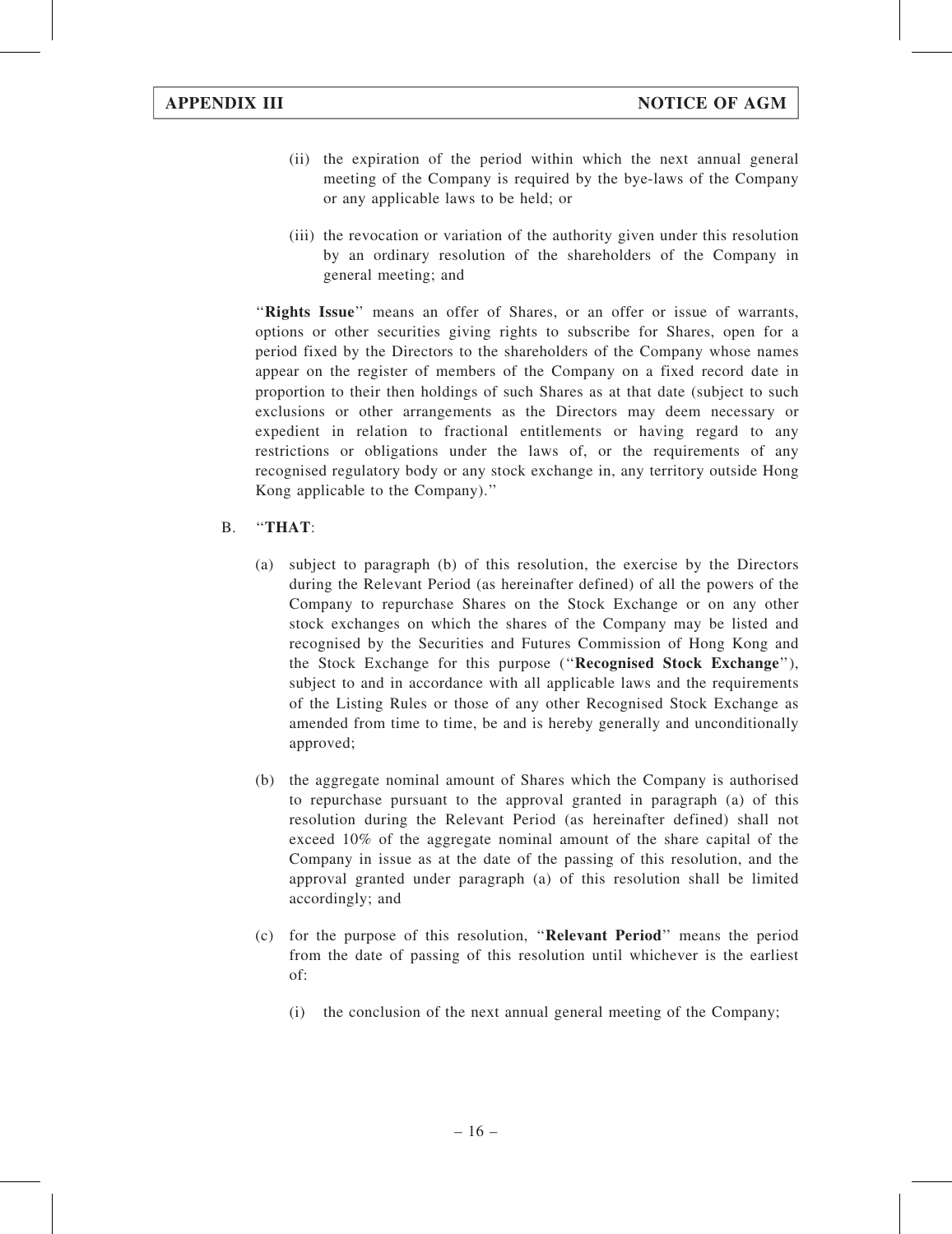(ii) the expiration of the period within which the next annual general meeting of the Company is required by the bye-laws of the Company or any applicable laws to be held; or

(iii) the revocation or variation of the authority given under this resolution by an ordinary resolution of the shareholders of the Company in general meeting; and

"**Rights Issue**" means an offer of Shares, or an offer or issue of warrants, options or other securities giving rights to subscribe for Shares, open for a period fixed by the Directors to the shareholders of the Company whose names appear on the register of members of the Company on a fixed record date in proportion to their then holdings of such Shares as at that date (subject to such exclusions or other arrangements as the Directors may deem necessary or expedient in relation to fractional entitlements or having regard to any restrictions or obligations under the laws of, or the requirements of any recognised regulatory body or any stock exchange in, any territory outside Hong Kong applicable to the Company)."

B. "**THAT**:

(a) subject to paragraph (b) of this resolution, the exercise by the Directors during the Relevant Period (as hereinafter defined) of all the powers of the Company to repurchase Shares on the Stock Exchange or on any other stock exchanges on which the shares of the Company may be listed and recognised by the Securities and Futures Commission of Hong Kong and the Stock Exchange for this purpose ("**Recognised Stock Exchange**"), subject to and in accordance with all applicable laws and the requirements of the Listing Rules or those of any other Recognised Stock Exchange as amended from time to time, be and is hereby generally and unconditionally approved;

(b) the aggregate nominal amount of Shares which the Company is authorised to repurchase pursuant to the approval granted in paragraph (a) of this resolution during the Relevant Period (as hereinafter defined) shall not exceed 10% of the aggregate nominal amount of the share capital of the Company in issue as at the date of the passing of this resolution, and the approval granted under paragraph (a) of this resolution shall be limited accordingly; and

(c) for the purpose of this resolution, "**Relevant Period**" means the period from the date of passing of this resolution until whichever is the earliest of:

(i) the conclusion of the next annual general meeting of the Company;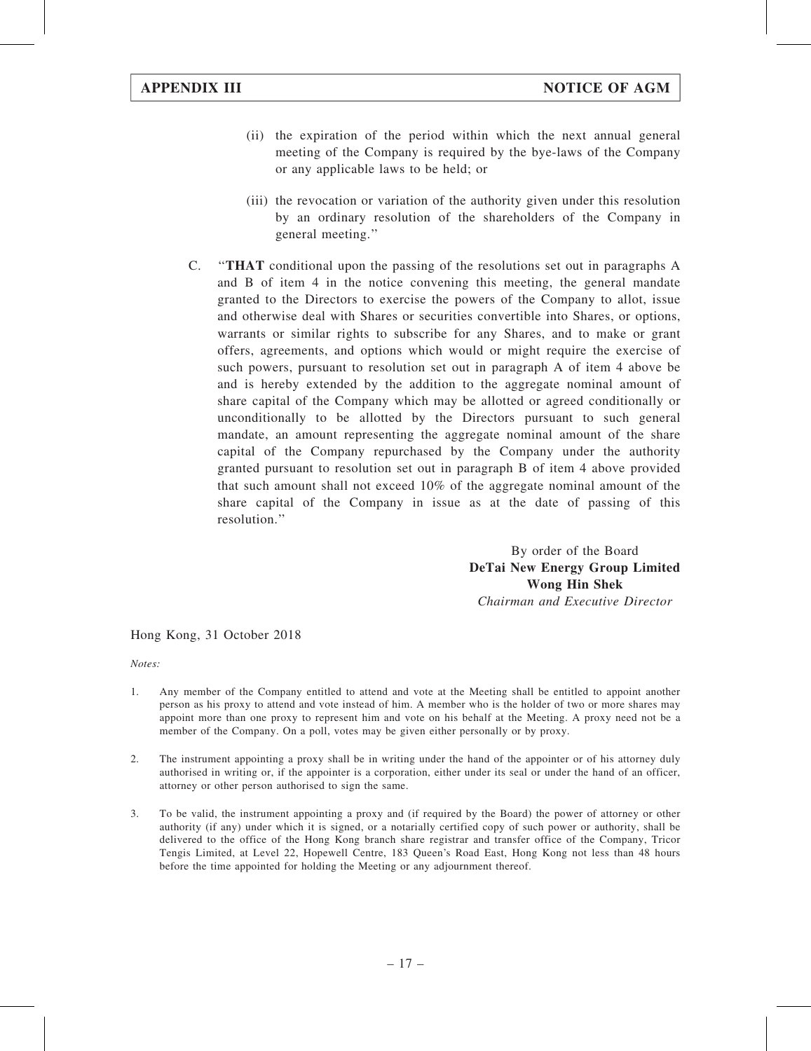(ii) the expiration of the period within which the next annual general meeting of the Company is required by the bye-laws of the Company or any applicable laws to be held; or

(iii) the revocation or variation of the authority given under this resolution by an ordinary resolution of the shareholders of the Company in general meeting."

C. "**THAT** conditional upon the passing of the resolutions set out in paragraphs A and B of item 4 in the notice convening this meeting, the general mandate granted to the Directors to exercise the powers of the Company to allot, issue and otherwise deal with Shares or securities convertible into Shares, or options, warrants or similar rights to subscribe for any Shares, and to make or grant offers, agreements, and options which would or might require the exercise of such powers, pursuant to resolution set out in paragraph A of item 4 above be and is hereby extended by the addition to the aggregate nominal amount of share capital of the Company which may be allotted or agreed conditionally or unconditionally to be allotted by the Directors pursuant to such general mandate, an amount representing the aggregate nominal amount of the share capital of the Company repurchased by the Company under the authority granted pursuant to resolution set out in paragraph B of item 4 above provided that such amount shall not exceed 10% of the aggregate nominal amount of the share capital of the Company in issue as at the date of passing of this resolution."

By order of the Board
**DeTai New Energy Group Limited**
**Wong Hin Shek**
*Chairman and Executive Director*

Hong Kong, 31 October 2018

*Notes:*

1. Any member of the Company entitled to attend and vote at the Meeting shall be entitled to appoint another person as his proxy to attend and vote instead of him. A member who is the holder of two or more shares may appoint more than one proxy to represent him and vote on his behalf at the Meeting. A proxy need not be a member of the Company. On a poll, votes may be given either personally or by proxy.

2. The instrument appointing a proxy shall be in writing under the hand of the appointer or of his attorney duly authorised in writing or, if the appointer is a corporation, either under its seal or under the hand of an officer, attorney or other person authorised to sign the same.

3. To be valid, the instrument appointing a proxy and (if required by the Board) the power of attorney or other authority (if any) under which it is signed, or a notarially certified copy of such power or authority, shall be delivered to the office of the Hong Kong branch share registrar and transfer office of the Company, Tricor Tengis Limited, at Level 22, Hopewell Centre, 183 Queen's Road East, Hong Kong not less than 48 hours before the time appointed for holding the Meeting or any adjournment thereof.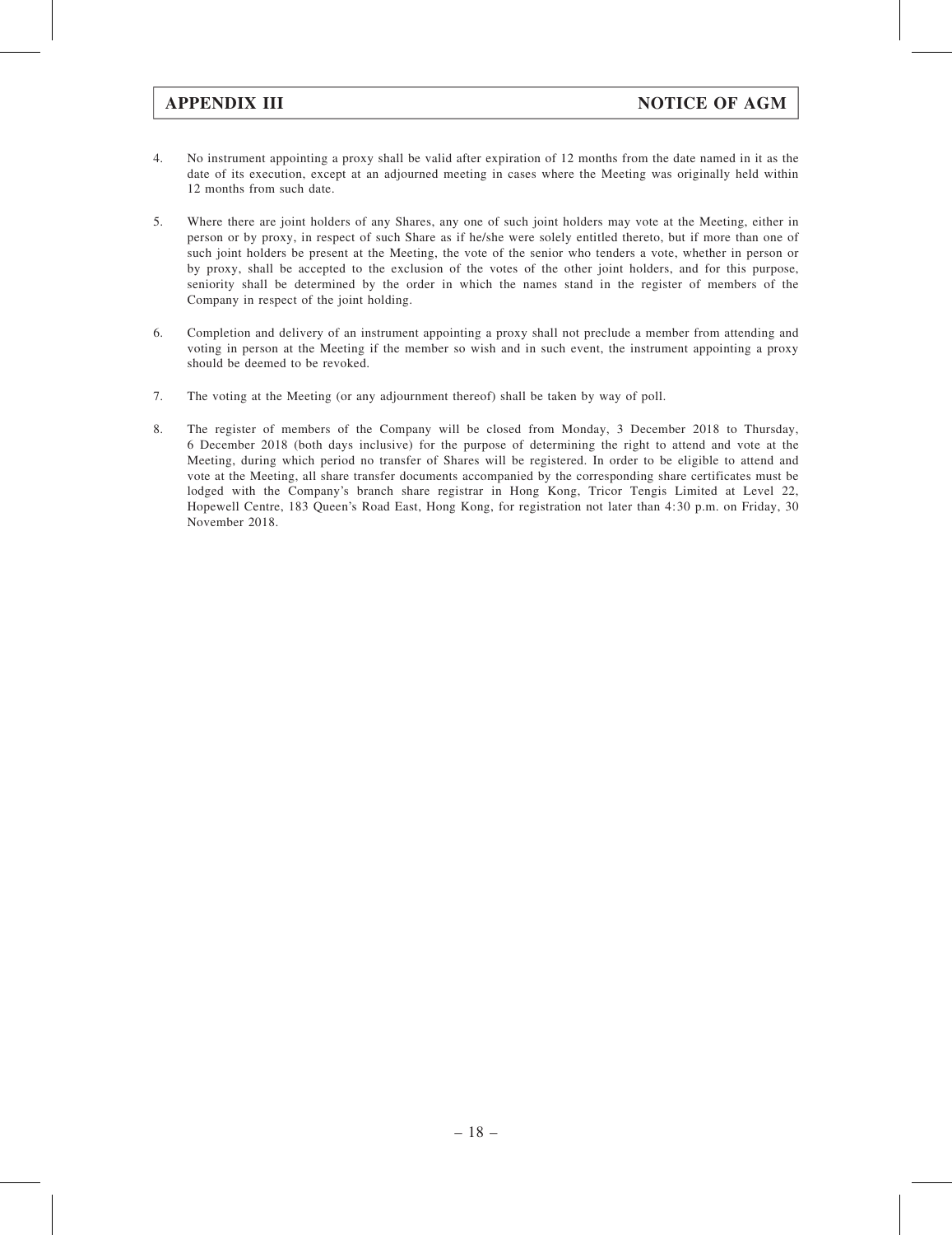4. No instrument appointing a proxy shall be valid after expiration of 12 months from the date named in it as the date of its execution, except at an adjourned meeting in cases where the Meeting was originally held within 12 months from such date.

5. Where there are joint holders of any Shares, any one of such joint holders may vote at the Meeting, either in person or by proxy, in respect of such Share as if he/she were solely entitled thereto, but if more than one of such joint holders be present at the Meeting, the vote of the senior who tenders a vote, whether in person or by proxy, shall be accepted to the exclusion of the votes of the other joint holders, and for this purpose, seniority shall be determined by the order in which the names stand in the register of members of the Company in respect of the joint holding.

6. Completion and delivery of an instrument appointing a proxy shall not preclude a member from attending and voting in person at the Meeting if the member so wish and in such event, the instrument appointing a proxy should be deemed to be revoked.

7. The voting at the Meeting (or any adjournment thereof) shall be taken by way of poll.

8. The register of members of the Company will be closed from Monday, 3 December 2018 to Thursday, 6 December 2018 (both days inclusive) for the purpose of determining the right to attend and vote at the Meeting, during which period no transfer of Shares will be registered. In order to be eligible to attend and vote at the Meeting, all share transfer documents accompanied by the corresponding share certificates must be lodged with the Company's branch share registrar in Hong Kong, Tricor Tengis Limited at Level 22, Hopewell Centre, 183 Queen's Road East, Hong Kong, for registration not later than 4:30 p.m. on Friday, 30 November 2018.